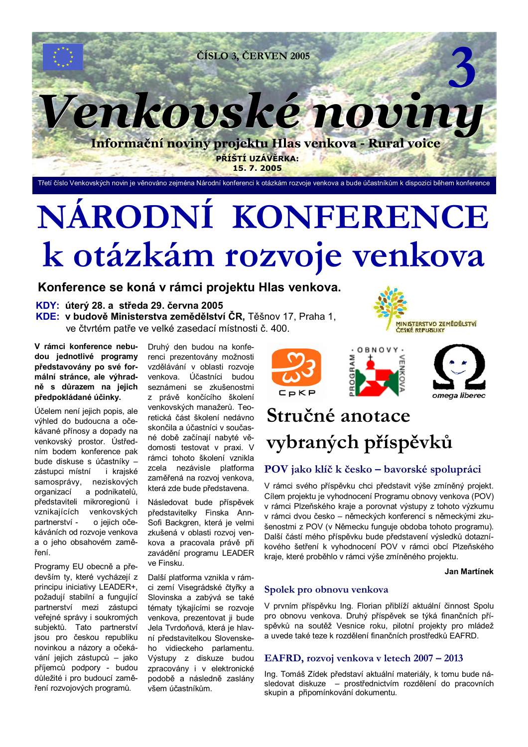ČÍSLO 3, ČERVEN 2005

# Venkovské noviny

**Informační noviny projektu Hlas venkova - Rural voice**

**PŘÍŠTÍ UZÁVĚRKA: 15. 7. 2005**

Třetí číslo Venkovských novin je věnováno zejména Národní konferenci k otázkám rozvoje venkova a bude účastníkům k dispozici během konference

# NÁRODNÍ KONFERENCE k otázkám rozvoje venkova

**Konference se koná v rámci projektu Hlas venkova.**

**KDY: úterý 28. a středa 29. června 2005**
**KDE: v budově Ministerstva zemědělství ČR,** Těšnov 17, Praha 1, ve čtvrtém patře ve velké zasedací místnosti č. 400.

**V rámci konference nebudou jednotlivé programy představovány po své formální stránce, ale výhradně s důrazem na jejich předpokládané účinky.**

Účelem není jejich popis, ale výhled do budoucna a očekávané přínosy a dopady na venkovský prostor. Ústředním bodem konference pak bude diskuse s účastníky – zástupci místní i krajské samosprávy, neziskových organizací a podnikatelů, představiteli mikroregionů i vznikajících venkovských partnerství - o jejich očekáváních od rozvoje venkova a o jeho obsahovém zaměření.

Programy EU obecně a především ty, které vycházejí z principu iniciativy LEADER+, požadují stabilní a fungující partnerství mezi zástupci veřejné správy i soukromých subjektů. Tato partnerství jsou pro českou republiku novinkou a názory a očekávání jejich zástupců – jako příjemců podpory - budou důležité i pro budoucí zaměření rozvojových programů.

Druhý den budou na konferenci prezentovány možnosti vzdělávání v oblasti rozvoje venkova. Účastníci budou seznámeni se zkušenostmi z právě končícího školení venkovských manažerů. Teoretická část školení nedávno skončila a účastníci v současné době začínají nabyté vědomosti testovat v praxi. V rámci tohoto školení vznikla zcela nezávisle platforma zaměřená na rozvoj venkova, která zde bude představena.

Následovat bude příspěvek představitelky Finska Ann-Sofi Backgren, která je velmi zkušená v oblasti rozvoj venkova a pracovala právě při zavádění programu LEADER ve Finsku.

Další platforma vznikla v rámci zemí Visegrádské čtyřky a Slovinska a zabývá se také tématy týkajícími se rozvoje venkova, prezentovat ji bude Jela Tvrdoňová, která je hlavní představitelkou Slovenského vidieckeho parlamentu. Výstupy z diskuze budou zpracovány i v elektronické podobě a následně zaslány všem účastníkům.

## Stručné anotace vybraných příspěvků

### POV jako klíč k česko – bavorské spolupráci

V rámci svého příspěvku chci představit výše zmíněný projekt. Cílem projektu je vyhodnocení Programu obnovy venkova (POV) v rámci Plzeňského kraje a porovnat výstupy z tohoto výzkumu v rámci dvou česko – německých konferencí s německými zkušenostmi z POV (v Německu funguje obdoba tohoto programu). Další částí mého příspěvku bude představení výsledků dotazníkového šetření k vyhodnocení POV v rámci obcí Plzeňského kraje, které proběhlo v rámci výše zmíněného projektu.

**Jan Martínek**

### Spolek pro obnovu venkova

V prvním příspěvku Ing. Florian přiblíží aktuální činnost Spolu pro obnovu venkova. Druhý příspěvek se týká finančních příspěvků na soutěž Vesnice roku, pilotní projekty pro mládež a uvede také teze k rozdělení finančních prostředků EAFRD.

### EAFRD, rozvoj venkova v letech 2007 – 2013

Ing. Tomáš Zídek představí aktuální materiály, k tomu bude následovat diskuze – prostřednictvím rozdělení do pracovních skupin a připomínkování dokumentu.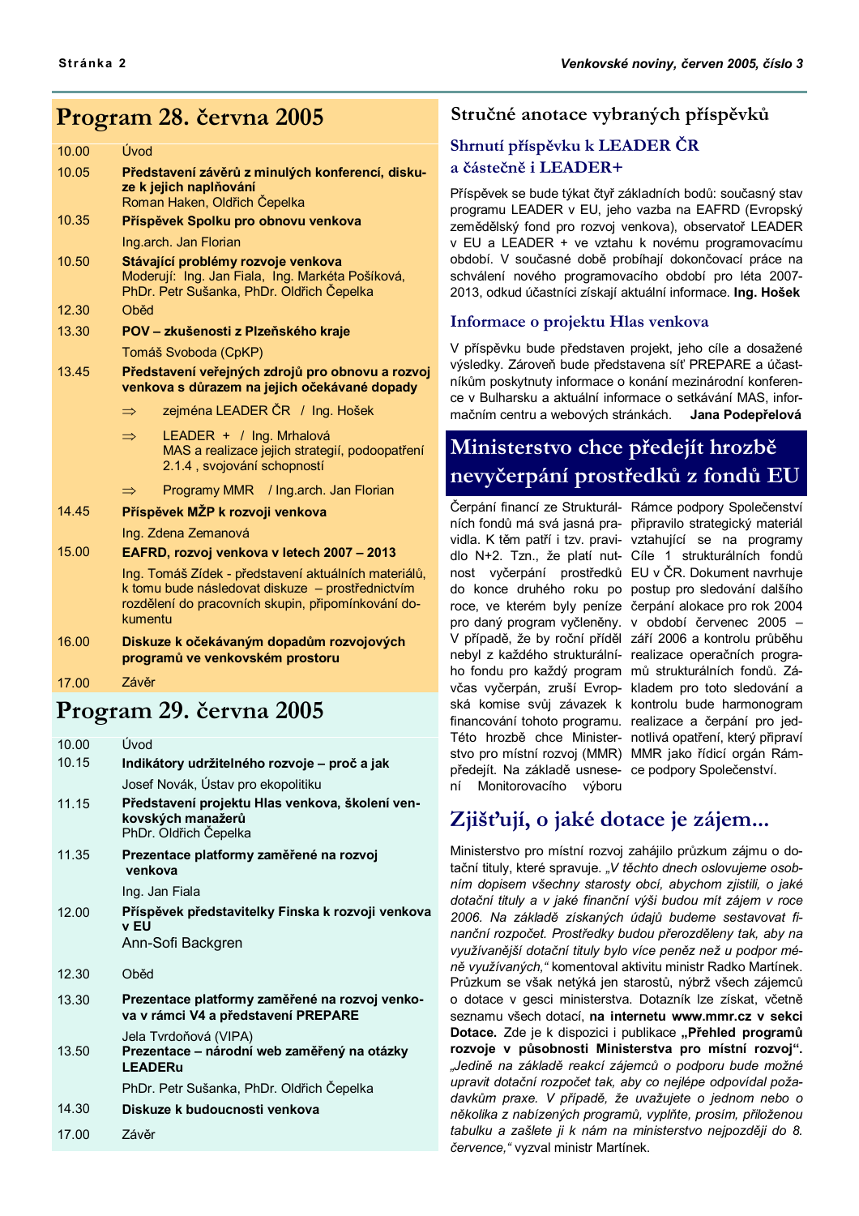## Program 28. června 2005

| | |
|---|---|
| 10.00 | Úvod |
| 10.05 | **Představení závěrů z minulých konferencí, diskuze k jejich naplňování**<br>Roman Haken, Oldřich Čepelka |
| 10.35 | **Příspěvek Spolku pro obnovu venkova**<br>Ing.arch. Jan Florian |
| 10.50 | **Stávající problémy rozvoje venkova**<br>Moderují: Ing. Jan Fiala, Ing. Markéta Pošíková, PhDr. Petr Sušanka, PhDr. Oldřich Čepelka |
| 12.30 | Oběd |
| 13.30 | **POV – zkušenosti z Plzeňského kraje**<br>Tomáš Svoboda (CpKP) |
| 13.45 | **Představení veřejných zdrojů pro obnovu a rozvoj venkova s důrazem na jejich očekávané dopady**<br>⇒ zejména LEADER ČR / Ing. Hošek<br>⇒ LEADER + / Ing. Mrhalová<br>MAS a realizace jejich strategií, podoopatření 2.1.4 , svojování schopností<br>⇒ Programy MMR / Ing.arch. Jan Florian |
| 14.45 | **Příspěvek MŽP k rozvoji venkova**<br>Ing. Zdena Zemanová |
| 15.00 | **EAFRD, rozvoj venkova v letech 2007 – 2013**<br>Ing. Tomáš Zídek - představení aktuálních materiálů, k tomu bude následovat diskuze – prostřednictvím rozdělení do pracovních skupin, připomínkování dokumentu |
| 16.00 | **Diskuze k očekávaným dopadům rozvojových programů ve venkovském prostoru** |
| 17.00 | Závěr |

## Program 29. června 2005

| | |
|---|---|
| 10.00 | Úvod |
| 10.15 | **Indikátory udržitelného rozvoje – proč a jak**<br>Josef Novák, Ústav pro ekopolitiku |
| 11.15 | **Představení projektu Hlas venkova, školení venkovských manažerů**<br>PhDr. Oldřich Čepelka |
| 11.35 | **Prezentace platformy zaměřené na rozvoj venkova**<br>Ing. Jan Fiala |
| 12.00 | **Příspěvek představitelky Finska k rozvoji venkova v EU**<br>Ann-Sofi Backgren |
| 12.30 | Oběd |
| 13.30 | **Prezentace platformy zaměřené na rozvoj venkova v rámci V4 a představení PREPARE**<br>Jela Tvrdoňová (VIPA) |
| 13.50 | **Prezentace – národní web zaměřený na otázky LEADERu**<br>PhDr. Petr Sušanka, PhDr. Oldřich Čepelka |
| 14.30 | **Diskuze k budoucnosti venkova** |
| 17.00 | Závěr |

## Stručné anotace vybraných příspěvků

### Shrnutí příspěvku k LEADER ČR a částečně i LEADER+

Příspěvek se bude týkat čtyř základních bodů: současný stav programu LEADER v EU, jeho vazba na EAFRD (Evropský zemědělský fond pro rozvoj venkova), observatoř LEADER v EU a LEADER + ve vztahu k novému programovacímu období. V současné době probíhají dokončovací práce na schválení nového programovacího období pro léta 2007-2013, odkud účastníci získají aktuální informace. **Ing. Hošek**

### Informace o projektu Hlas venkova

V příspěvku bude představen projekt, jeho cíle a dosažené výsledky. Zároveň bude představena síť PREPARE a účastníkům poskytnuty informace o konání mezinárodní konference v Bulharsku a aktuální informace o setkávání MAS, informačním centru a webových stránkách. **Jana Podepřelová**

## Ministerstvo chce předejít hrozbě nevyčerpání prostředků z fondů EU

Čerpání financí ze Strukturálních fondů má svá jasná pravidla. K těm patří i tzv. pravidlo N+2. Tzn., že platí nutnost vyčerpání prostředků do konce druhého roku po roce, ve kterém byly peníze pro daný program vyčleněny. V případě, že by roční příděl nebyl z každého strukturálního fondu pro každý program včas vyčerpán, zruší Evropská komise svůj závazek k financování tohoto programu. Této hrozbě chce Ministerstvo pro místní rozvoj (MMR) předejít. Na základě usnesení Monitorovacího výboru Rámce podpory Společenství připravilo strategický materiál vztahující se na programy Cíle 1 strukturálních fondů EU v ČR. Dokument navrhuje postup pro sledování dalšího čerpání alokace pro rok 2004 v období červenec 2005 – září 2006 a kontrolu průběhu realizace operačních programů strukturálních fondů. Základem pro toto sledování a kontrolu bude harmonogram realizace a čerpání pro jednotlivá opatření, který připraví MMR jako řídící orgán Rámce podpory Společenství.

## Zjišťují, o jaké dotace je zájem...

Ministerstvo pro místní rozvoj zahájilo průzkum zájmu o dotační tituly, které spravuje. *„V těchto dnech oslovujeme osobním dopisem všechny starosty obcí, abychom zjistili, o jaké dotační tituly a v jaké finanční výši budou mít zájem v roce 2006. Na základě získaných údajů budeme sestavovat finanční rozpočet. Prostředky budou přerozděleny tak, aby na využívanější dotační tituly bylo více peněz než u podpor méně využívaných,"* komentoval aktivitu ministr Radko Martínek. Průzkum se však netýká jen starostů, nýbrž všech zájemců o dotace v gesci ministerstva. Dotazník lze získat, včetně seznamu všech dotací, **na internetu www.mmr.cz v sekci Dotace.** Zde je k dispozici i publikace **„Přehled programů rozvoje v působnosti Ministerstva pro místní rozvoj".** *„Jedině na základě reakcí zájemců o podporu bude možné upravit dotační rozpočet tak, aby co nejlépe odpovídal požadavkům praxe. V případě, že uvažujete o jednom nebo o několika z nabízených programů, vyplňte, prosím, přiloženou tabulku a zašlete ji k nám na ministerstvo nejpozději do 8. července,"* vyzval ministr Martínek.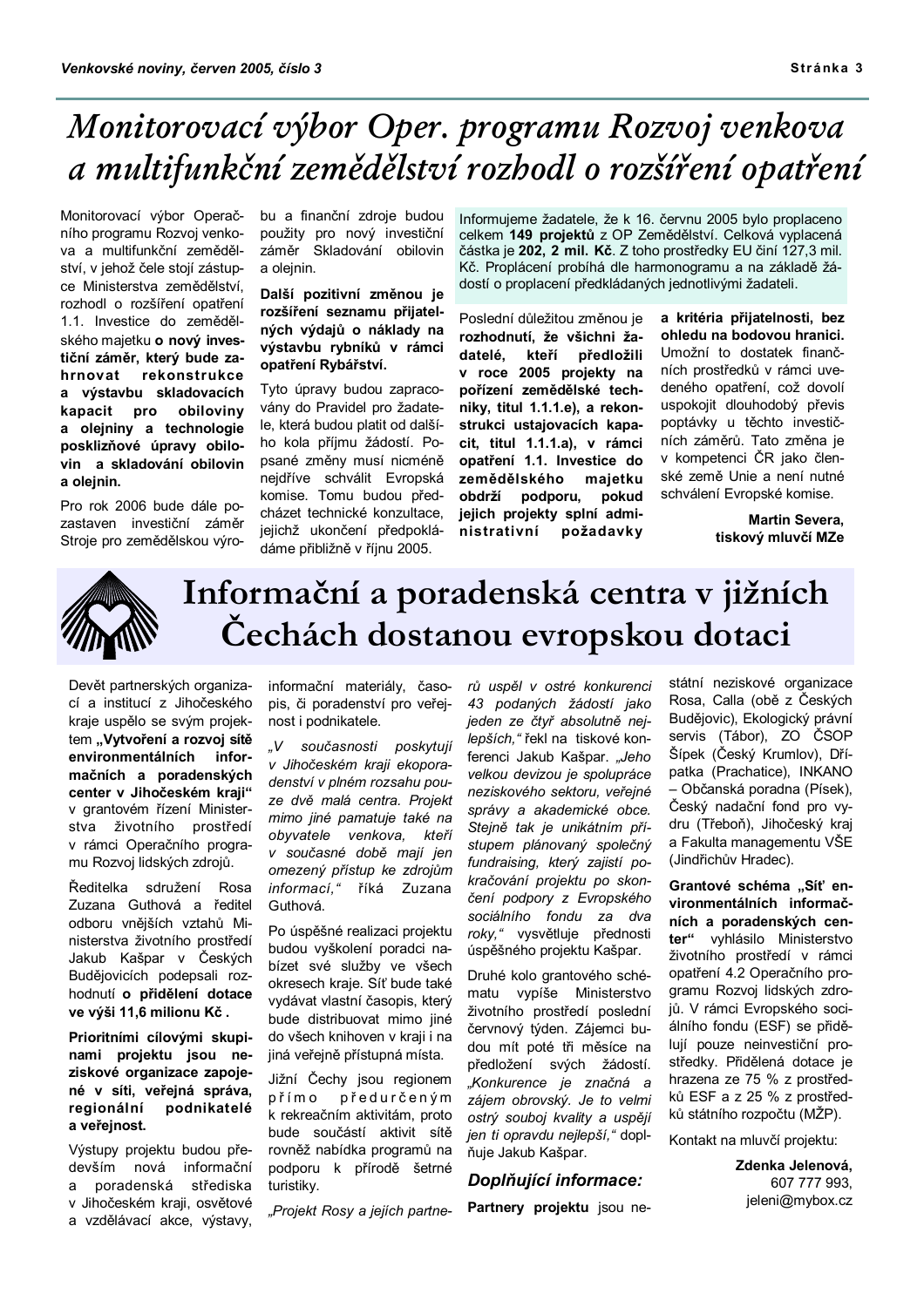# Monitorovací výbor Oper. programu Rozvoj venkova a multifunkční zemědělství rozhodl o rozšíření opatření

Monitorovací výbor Operačního programu Rozvoj venkova a multifunkční zemědělství, v jehož čele stojí zástupce Ministerstva zemědělství, rozhodl o rozšíření opatření 1.1. Investice do zemědělského majetku **o nový investiční záměr, který bude zahrnovat rekonstrukce a výstavbu skladovacích kapacit pro obiloviny a olejniny a technologie posklizňové úpravy obilovin a skladování obilovin a olejnin.**

Pro rok 2006 bude dále pozastaven investiční záměr Stroje pro zemědělskou výrobu a finanční zdroje budou použity pro nový investiční záměr Skladování obilovin a olejnin.

**Další pozitivní změnou je rozšíření seznamu přijatelných výdajů o náklady na výstavbu rybníků v rámci opatření Rybářství.**

Tyto úpravy budou zapracovány do Pravidel pro žadatele, která budou platit od dalšího kola příjmu žádostí. Popsané změny musí nicméně nejdříve schválit Evropská komise. Tomu budou předcházet technické konzultace, jejichž ukončení předpokládáme přibližně v říjnu 2005.

Informujeme žadatele, že k 16. červnu 2005 bylo proplaceno celkem **149 projektů** z OP Zemědělství. Celková vyplacená částka je **202, 2 mil. Kč**. Z toho prostředky EU činí 127,3 mil. Kč. Proplácení probíhá dle harmonogramu a na základě žádostí o proplacení předkládaných jednotlivými žadateli.

Poslední důležitou změnou je **rozhodnutí, že všichni žadatelé, kteří předložili v roce 2005 projekty na pořízení zemědělské techniky, titul 1.1.1.e), a rekonstrukci ustajovacích kapacit, titul 1.1.1.a), v rámci opatření 1.1. Investice do zemědělského majetku obdrží podporu, pokud jejich projekty splní administrativní požadavky a kritéria přijatelnosti, bez ohledu na bodovou hranici.** Umožní to dostatek finančních prostředků v rámci uvedeného opatření, což dovolí uspokojit dlouhodobý převis poptávky u těchto investičních záměrů. Tato změna je v kompetenci ČR jako členské země Unie a není nutné schválení Evropské komise.

**Martin Severa,**
**tiskový mluvčí MZe**

# Informační a poradenská centra v jižních Čechách dostanou evropskou dotaci

Devět partnerských organizací a institucí z Jihočeského kraje uspělo se svým projektem **„Vytvoření a rozvoj sítě environmentálních informačních a poradenských center v Jihočeském kraji“** v grantovém řízení Ministerstva životního prostředí v rámci Operačního programu Rozvoj lidských zdrojů.

Ředitelka sdružení Rosa Zuzana Guthová a ředitel odboru vnějších vztahů Ministerstva životního prostředí Jakub Kašpar v Českých Budějovicích podepsali rozhodnutí **o přidělení dotace ve výši 11,6 milionu Kč .**

**Prioritními cílovými skupinami projektu jsou neziskové organizace zapojené v síti, veřejná správa, regionální podnikatelé a veřejnost.**

Výstupy projektu budou především nová informační a poradenská střediska v Jihočeském kraji, osvětové a vzdělávací akce, výstavy, informační materiály, časopis, či poradenství pro veřejnost i podnikatele.

*„V současnosti poskytují v Jihočeském kraji ekoporadenství v plném rozsahu pouze dvě malá centra. Projekt mimo jiné pamatuje také na obyvatele venkova, kteří v současné době mají jen omezený přístup ke zdrojům informací,“* říká Zuzana Guthová.

Po úspěšné realizaci projektu budou vyškolení poradci nabízet své služby ve všech okresech kraje. Síť bude také vydávat vlastní časopis, který bude distribuovat mimo jiné do všech knihoven v kraji i na jiná veřejně přístupná místa.

Jižní Čechy jsou regionem přímo předurčeným k rekreačním aktivitám, proto bude součástí aktivit sítě rovněž nabídka programů na podporu k přírodě šetrné turistiky.

*„Projekt Rosy a jejích partnerů uspěl v ostré konkurenci 43 podaných žádostí jako jeden ze čtyř absolutně nejlepších,“* řekl na tiskové konferenci Jakub Kašpar. *„Jeho velkou devizou je spolupráce neziskového sektoru, veřejné správy a akademické obce. Stejně tak je unikátním přístupem plánovaný společný fundraising, který zajistí pokračování projektu po skončení podpory z Evropského sociálního fondu za dva roky,“* vysvětluje přednosti úspěšného projektu Kašpar.

Druhé kolo grantového schématu vypíše Ministerstvo životního prostředí poslední červnový týden. Zájemci budou mít poté tři měsíce na předložení svých žádostí. *„Konkurence je značná a zájem obrovský. Je to velmi ostrý souboj kvality a uspějí jen ti opravdu nejlepší,“* doplňuje Jakub Kašpar.

### *Doplňující informace:*

**Partneři projektu** jsou nestátní neziskové organizace Rosa, Calla (obě z Českých Budějovic), Ekologický právní servis (Tábor), ZO ČSOP Šípek (Český Krumlov), Dřípatka (Prachatice), INKANO – Občanská poradna (Písek), Český nadační fond pro vydru (Třeboň), Jihočeský kraj a Fakulta managementu VŠE (Jindřichův Hradec).

**Grantové schéma „Síť environmentálních informačních a poradenských center“** vyhlásilo Ministerstvo životního prostředí v rámci opatření 4.2 Operačního programu Rozvoj lidských zdrojů. V rámci Evropského sociálního fondu (ESF) se přidělují pouze neinvestiční prostředky. Přidělená dotace je hrazena ze 75 % z prostředků ESF a z 25 % z prostředků státního rozpočtu (MŽP).

Kontakt na mluvčí projektu:

**Zdenka Jelenová,**
607 777 993,
jeleni@mybox.cz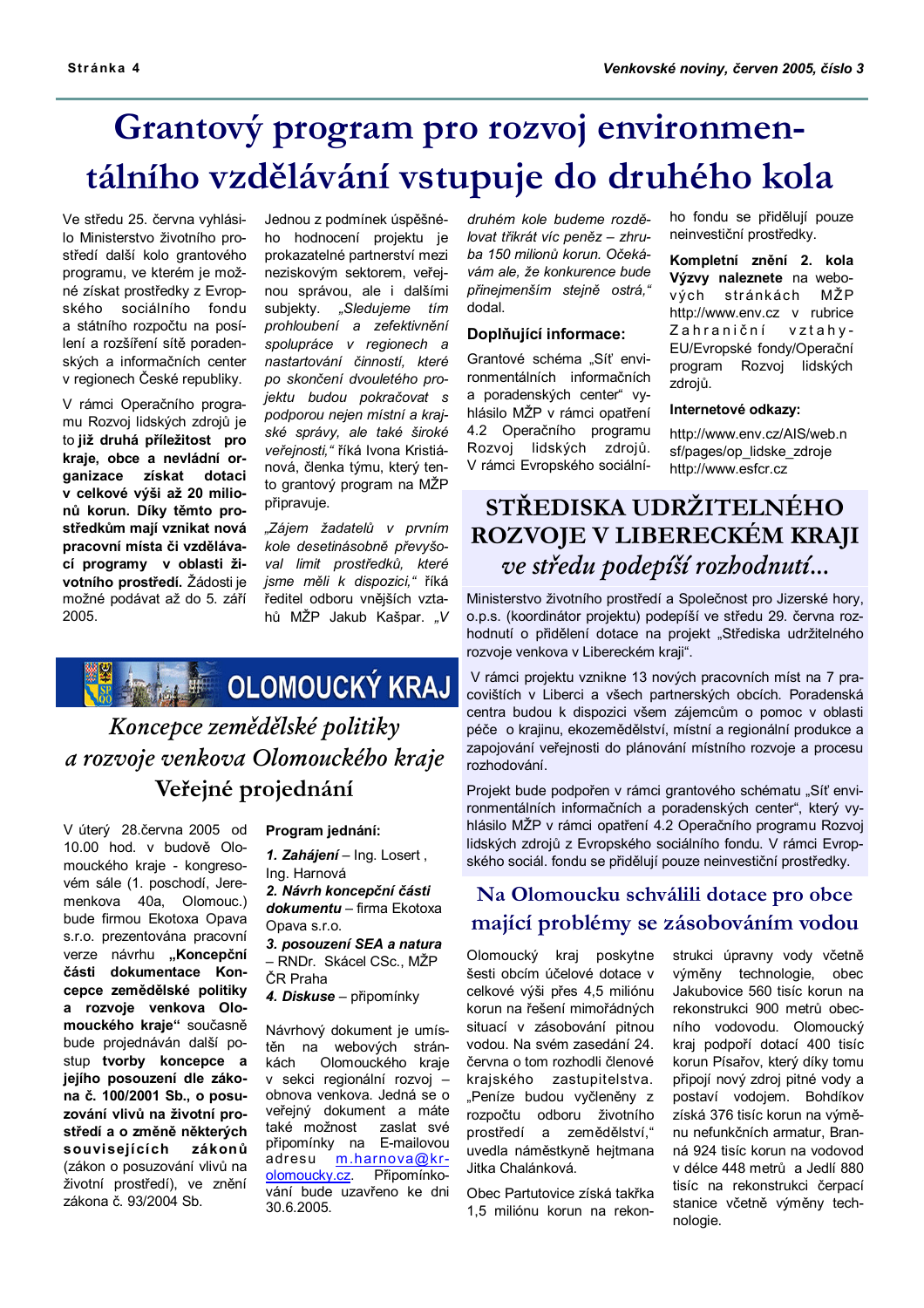# Grantový program pro rozvoj environmentálního vzdělávání vstupuje do druhého kola

Ve středu 25. června vyhlásilo Ministerstvo životního prostředí další kolo grantového programu, ve kterém je možné získat prostředky z Evropského sociálního fondu a státního rozpočtu na posílení a rozšíření sítě poradenských a informačních center v regionech České republiky.

V rámci Operačního programu Rozvoj lidských zdrojů je to **již druhá příležitost pro kraje, obce a nevládní organizace získat dotaci v celkové výši až 20 milionů korun. Díky těmto prostředkům mají vznikat nová pracovní místa či vzdělávací programy v oblasti životního prostředí.** Žádosti je možné podávat až do 5. září 2005.

Jednou z podmínek úspěšného hodnocení projektu je prokazatelné partnerství mezi neziskovým sektorem, veřejnou správou, ale i dalšími subjekty. *„Sledujeme tím prohloubení a zefektivnění spolupráce v regionech a nastartování činností, které po skončení dvouletého projektu budou pokračovat s podporou nejen místní a krajské správy, ale také široké veřejnosti,"* říká Ivona Kristiánová, členka týmu, který tento grantový program na MŽP připravuje.

*„Zájem žadatelů v prvním kole desetinásobně převyšoval limit prostředků, které jsme měli k dispozici,"* říká ředitel odboru vnějších vztahů MŽP Jakub Kašpar. *„V druhém kole budeme rozdělovat třikrát víc peněz – zhruba 150 milionů korun. Očekávám ale, že konkurence bude přinejmenším stejně ostrá,"* dodal.

### Doplňující informace:

Grantové schéma „Síť environmentálních informačních a poradenských center" vyhlásilo MŽP v rámci opatření 4.2 Operačního programu Rozvoj lidských zdrojů. V rámci Evropského sociálního fondu se přidělují pouze neinvestiční prostředky.

**Kompletní znění 2. kola Výzvy naleznete** na webových stránkách MŽP http://www.env.cz v rubrice Zahraniční vztahy-EU/Evropské fondy/Operační program Rozvoj lidských zdrojů.

### Internetové odkazy:

http://www.env.cz/AIS/web.nsf/pages/op_lidske_zdroje
http://www.esfcr.cz

# OLOMOUCKÝ KRAJ

## *Koncepce zemědělské politiky a rozvoje venkova Olomouckého kraje*
## Veřejné projednání

V úterý 28.června 2005 od 10.00 hod. v budově Olomouckého kraje - kongresovém sále (1. poschodí, Jeremenkova 40a, Olomouc.) bude firmou Ekotoxa Opava s.r.o. prezentována pracovní verze návrhu **„Koncepční části dokumentace Koncepce zemědělské politiky a rozvoje venkova Olomouckého kraje"** současně bude projednáván další postup **tvorby koncepce a jejího posouzení dle zákona č. 100/2001 Sb., o posuzování vlivů na životní prostředí a o změně některých souvisejících zákonů** (zákon o posuzování vlivů na životní prostředí), ve znění zákona č. 93/2004 Sb.

**Program jednání:**

1. ***Zahájení*** – Ing. Losert , Ing. Harnová
2. ***Návrh koncepční části dokumentu*** – firma Ekotoxa Opava s.r.o.
3. ***posouzení SEA a natura*** – RNDr. Skácel CSc., MŽP ČR Praha
4. ***Diskuse*** – připomínky

Návrhový dokument je umístěn na webových stránkách Olomouckého kraje v sekci regionální rozvoj – obnova venkova. Jedná se o veřejný dokument a máte také možnost zaslat své připomínky na E-mailovou adresu m.harnova@kr-olomoucky.cz. Připomínkování bude uzavřeno ke dni 30.6.2005.

# STŘEDISKA UDRŽITELNÉHO ROZVOJE V LIBERECKÉM KRAJI
## *ve středu podepíší rozhodnutí...*

Ministerstvo životního prostředí a Společnost pro Jizerské hory, o.p.s. (koordinátor projektu) podepíší ve středu 29. června rozhodnutí o přidělení dotace na projekt „Střediska udržitelného rozvoje venkova v Libereckém kraji".

V rámci projektu vznikne 13 nových pracovních míst na 7 pracovištích v Liberci a všech partnerských obcích. Poradenská centra budou k dispozici všem zájemcům o pomoc v oblasti péče o krajinu, ekozemědělství, místní a regionální produkce a zapojování veřejnosti do plánování místního rozvoje a procesu rozhodování.

Projekt bude podpořen v rámci grantového schématu „Síť environmentálních informačních a poradenských center", který vyhlásilo MŽP v rámci opatření 4.2 Operačního programu Rozvoj lidských zdrojů z Evropského sociálního fondu. V rámci Evropského sociál. fondu se přidělují pouze neinvestiční prostředky.

## Na Olomoucku schválili dotace pro obce mající problémy se zásobováním vodou

Olomoucký kraj poskytne šesti obcím účelové dotace v celkové výši přes 4,5 miliónu korun na řešení mimořádných situací v zásobování pitnou vodou. Na svém zasedání 24. června o tom rozhodli členové krajského zastupitelstva. „Peníze budou vyčleněny z rozpočtu odboru životního prostředí a zemědělství," uvedla náměstkyně hejtmana Jitka Chalánková.

Obec Partutovice získá takřka 1,5 miliónu korun na rekonstrukci úpravny vody včetně výměny technologie, obec Jakubovice 560 tisíc korun na rekonstrukci 900 metrů obecního vodovodu. Olomoucký kraj podpoří dotací 400 tisíc korun Písařov, který díky tomu připojí nový zdroj pitné vody a postaví vodojem. Bohdíkov získá 376 tisíc korun na výměnu nefunkčních armatur, Branná 924 tisíc korun na vodovod v délce 448 metrů a Jedlí 880 tisíc na rekonstrukci čerpací stanice včetně výměny technologie.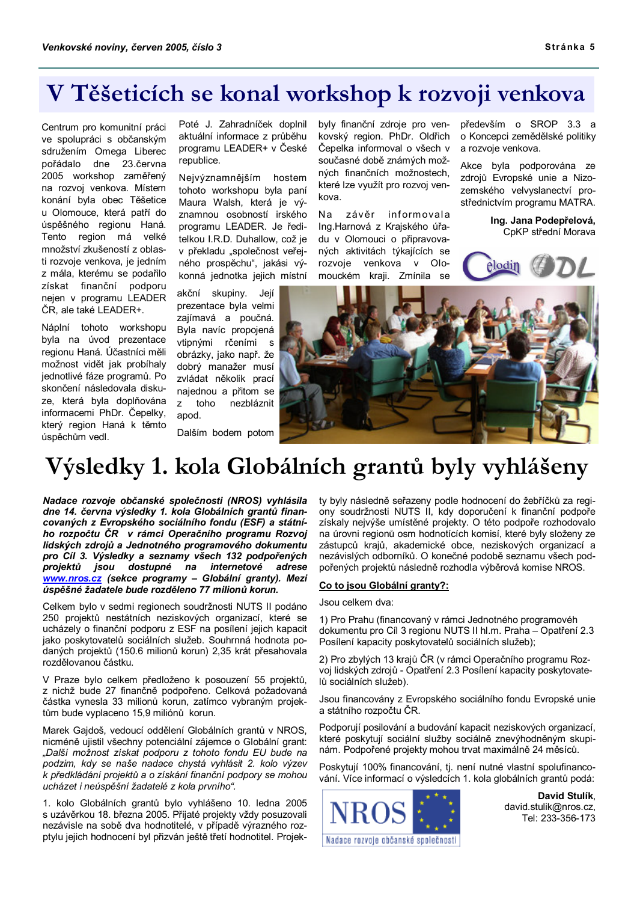# V Těšeticích se konal workshop k rozvoji venkova

Centrum pro komunitní práci ve spolupráci s občanským sdružením Omega Liberec pořádalo dne 23.června 2005 workshop zaměřený na rozvoj venkova. Místem konání byla obec Těšetice u Olomouce, která patří do úspěšného regionu Haná. Tento region má velké množství zkušeností z oblasti rozvoje venkova, je jedním z mála, kterému se podařilo získat finanční podporu nejen v programu LEADER ČR, ale také LEADER+.

Náplní tohoto workshopu byla na úvod prezentace regionu Haná. Účastníci měli možnost vidět jak probíhaly jednotlivé fáze programů. Po skončení následovala diskuze, která byla doplňována informacemi PhDr. Čepelky, který region Haná k těmto úspěchům vedl.

Poté J. Zahradníček doplnil aktuální informace z průběhu programu LEADER+ v České republice.

Nejvýznamnějším hostem tohoto workshopu byla paní Maura Walsh, která je významnou osobností irského programu LEADER. Je ředitelkou I.R.D. Duhallow, což je v překladu „společnost veřejného prospěchu", jakási výkonná jednotka jejich místní akční skupiny. Její prezentace byla velmi zajímavá a poučná. Byla navíc propojená vtipnými rčeními s obrázky, jako např. že dobrý manažer musí zvládat několik prací najednou a přitom se z toho nezbláznit apod.

Dalším bodem potom byly finanční zdroje pro venkovský region. PhDr. Oldřich Čepelka informoval o všech v současné době známých možných finančních možnostech, které lze využít pro rozvoj venkova.

Na závěr informovala Ing.Harnová z Krajského úřadu v Olomouci o připravovaných aktivitách týkajících se rozvoje venkova v Olomouckém kraji. Zmínila se především o SROP 3.3 a o Koncepci zemědělské politiky a rozvoje venkova.

Akce byla podporována ze zdrojů Evropské unie a Nizozemského velvyslanectví prostřednictvím programu MATRA.

**Ing. Jana Podepřelová,**
CpKP střední Morava

# Výsledky 1. kola Globálních grantů byly vyhlášeny

***Nadace rozvoje občanské společnosti (NROS) vyhlásila dne 14. června výsledky 1. kola Globálních grantů financovaných z Evropského sociálního fondu (ESF) a státního rozpočtu ČR v rámci Operačního programu Rozvoj lidských zdrojů a Jednotného programového dokumentu pro Cíl 3. Výsledky a seznamy všech 132 podpořených projektů jsou dostupné na internetové adrese [www.nros.cz](http://www.nros.cz) (sekce programy – Globální granty). Mezi úspěšné žadatele bude rozděleno 77 milionů korun.***

Celkem bylo v sedmi regionech soudržnosti NUTS II podáno 250 projektů nestátních neziskových organizací, které se ucházely o finanční podporu z ESF na posílení jejich kapacit jako poskytovatelů sociálních služeb. Souhrnná hodnota podaných projektů (150.6 milionů korun) 2,35 krát přesahovala rozdělovanou částku.

V Praze bylo celkem předloženo k posouzení 55 projektů, z nichž bude 27 finančně podpořeno. Celková požadovaná částka vynesla 33 milionů korun, zatímco vybraným projektům bude vyplaceno 15,9 miliónů korun.

Marek Gajdoš, vedoucí oddělení Globálních grantů v NROS, nicméně ujistil všechny potenciální zájemce o Globální grant: *„Další možnost získat podporu z tohoto fondu EU bude na podzim, kdy se naše nadace chystá vyhlásit 2. kolo výzev k předkládání projektů a o získání finanční podpory se mohou ucházet i neúspěšní žadatelé z kola prvního".*

1. kolo Globálních grantů bylo vyhlášeno 10. ledna 2005 s uzávěrkou 18. března 2005. Přijaté projekty vždy posuzovali nezávisle na sobě dva hodnotitelé, v případě výrazného rozptylu jejich hodnocení byl přizván ještě třetí hodnotitel. Projekty byly následně seřazeny podle hodnocení do žebříčků za regiony soudržnosti NUTS II, kdy doporučení k finanční podpoře získaly nejvýše umístěné projekty. O této podpoře rozhodovalo na úrovni regionů osm hodnotících komisí, které byly složeny ze zástupců krajů, akademické obce, neziskových organizací a nezávislých odborníků. O konečné podobě seznamu všech podpořených projektů následně rozhodla výběrová komise NROS.

**Co to jsou Globální granty?:**

Jsou celkem dva:

1) Pro Prahu (financovaný v rámci Jednotného programového dokumentu pro Cíl 3 regionu NUTS II hl.m. Praha – Opatření 2.3 Posílení kapacity poskytovatelů sociálních služeb);

2) Pro zbylých 13 krajů ČR (v rámci Operačního programu Rozvoj lidských zdrojů - Opatření 2.3 Posílení kapacity poskytovatelů sociálních služeb).

Jsou financovány z Evropského sociálního fondu Evropské unie a státního rozpočtu ČR.

Podporují posilování a budování kapacit neziskových organizací, které poskytují sociální služby sociálně znevýhodněným skupinám. Podpořené projekty mohou trvat maximálně 24 měsíců.

Poskytují 100% financování, tj. není nutné vlastní spolufinancování. Více informací o výsledcích 1. kola globálních grantů podá:

**David Stulík,**
david.stulik@nros.cz,
Tel: 233-356-173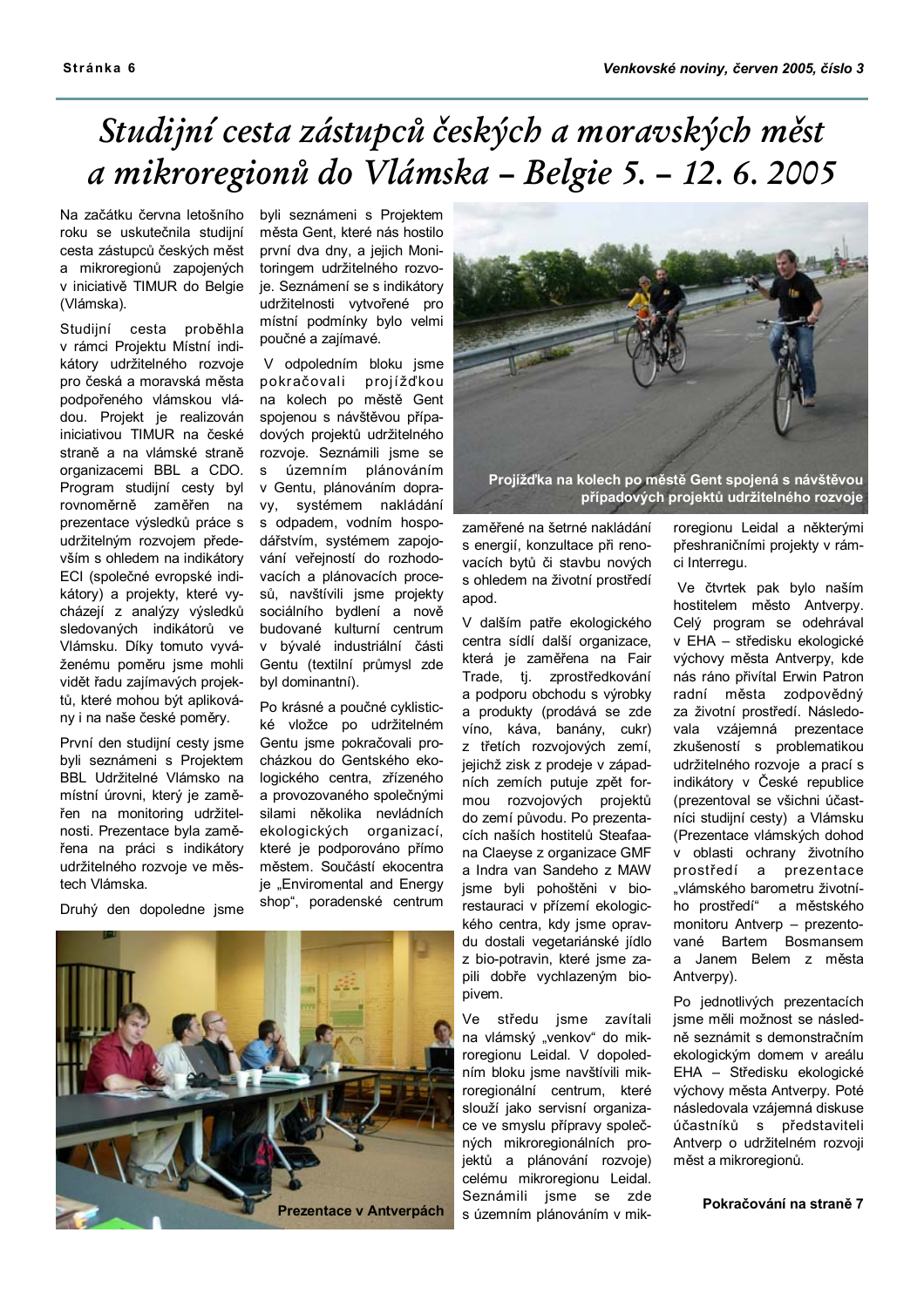# *Studijní cesta zástupců českých a moravských měst a mikroregionů do Vlámska – Belgie 5. – 12. 6. 2005*

Na začátku června letošního roku se uskutečnila studijní cesta zástupců českých měst a mikroregionů zapojených v iniciativě TIMUR do Belgie (Vlámska).

Studijní cesta proběhla v rámci Projektu Místní indikátory udržitelného rozvoje pro česká a moravská města podpořeného vlámskou vládou. Projekt je realizován iniciativou TIMUR na české straně a na vlámské straně organizacemi BBL a CDO. Program studijní cesty byl rovnoměrně zaměřen na prezentace výsledků práce s udržitelným rozvojem především s ohledem na indikátory ECI (společné evropské indikátory) a projekty, které vycházejí z analýzy výsledků sledovaných indikátorů ve Vlámsku. Díky tomuto vyváženému poměru jsme mohli vidět řadu zajímavých projektů, které mohou být aplikovány i na naše české poměry.

První den studijní cesty jsme byli seznámeni s Projektem BBL Udržitelné Vlámsko na místní úrovni, který je zaměřen na monitoring udržitelnosti. Prezentace byla zaměřena na práci s indikátory udržitelného rozvoje ve městech Vlámska.

Druhý den dopoledne jsme byli seznámeni s Projektem města Gent, které nás hostilo první dva dny, a jejich Monitoringem udržitelného rozvoje. Seznámení se s indikátory udržitelnosti vytvořené pro místní podmínky bylo velmi poučné a zajímavé.

V odpoledním bloku jsme pokračovali projížďkou na kolech po městě Gent spojenou s návštěvou případových projektů udržitelného rozvoje. Seznámili jsme se s územním plánováním v Gentu, plánováním dopravy, systémem nakládání s odpadem, vodním hospodářstvím, systémem zapojování veřejností do rozhodovacích a plánovacích procesů, navštívili jsme projekty sociálního bydlení a nově budované kulturní centrum v bývalé industriální části Gentu (textilní průmysl zde byl dominantní).

Po krásné a poučné cyklistické vložce po udržitelném Gentu jsme pokračovali procházkou do Gentského ekologického centra, zřízeného a provozovaného společnými silami několika nevládních ekologických organizací, které je podporováno přímo městem. Součástí ekocentra je „Enviromental and Energy shop", poradenské centrum zaměřené na šetrné nakládání s energií, konzultace při renovacích bytů či stavbu nových s ohledem na životní prostředí apod.

**Projížďka na kolech po městě Gent spojená s návštěvou případových projektů udržitelného rozvoje**

V dalším patře ekologického centra sídlí další organizace, která je zaměřena na Fair Trade, tj. zprostředkování a podporu obchodu s výrobky a produkty (prodává se zde víno, káva, banány, cukr) z třetích rozvojových zemí, jejichž zisk z prodeje v západních zemích putuje zpět formou rozvojových projektů do zemí původu. Po prezentacích našich hostitelů Steafaana Claeyse z organizace GMF a Indra van Sandeho z MAW jsme byli pohoštěni v biorestauraci v přízemí ekologického centra, kdy jsme opravdu dostali vegetariánské jídlo z bio-potravin, které jsme zapili dobře vychlazeným biopivem.

Ve středu jsme zavítali na vlámský „venkov" do mikroregionu Leidal. V dopoledním bloku jsme navštívili mikroregionální centrum, které slouží jako servisní organizace ve smyslu přípravy společných mikroregionálních projektů a plánování rozvoje) celému mikroregionu Leidal. Seznámili jsme se zde s územním plánováním v mikroregionu Leidal a některými přeshraničními projekty v rámci Interregu.

Ve čtvrtek pak bylo naším hostitelem město Antverpy. Celý program se odehrával v EHA – středisku ekologické výchovy města Antverpy, kde nás ráno přivítal Erwin Patron radní města zodpovědný za životní prostředí. Následovala vzájemná prezentace zkušeností s problematikou udržitelného rozvoje a prací s indikátory v České republice (prezentoval se všichni účastníci studijní cesty) a Vlámsku (Prezentace vlámských dohod v oblasti ochrany životního prostředí a prezentace „vlámského barometru životního prostředí" a městského monitoru Antverp – prezentované Bartem Bosmansem a Janem Belem z města Antverpy).

Po jednotlivých prezentacích jsme měli možnost se následně seznámit s demonstračním ekologickým domem v areálu EHA – Středisku ekologické výchovy města Antverpy. Poté následovala vzájemná diskuse účastníků s představiteli Antverp o udržitelném rozvoji měst a mikroregionů.

**Prezentace v Antverpách**

**Pokračování na straně 7**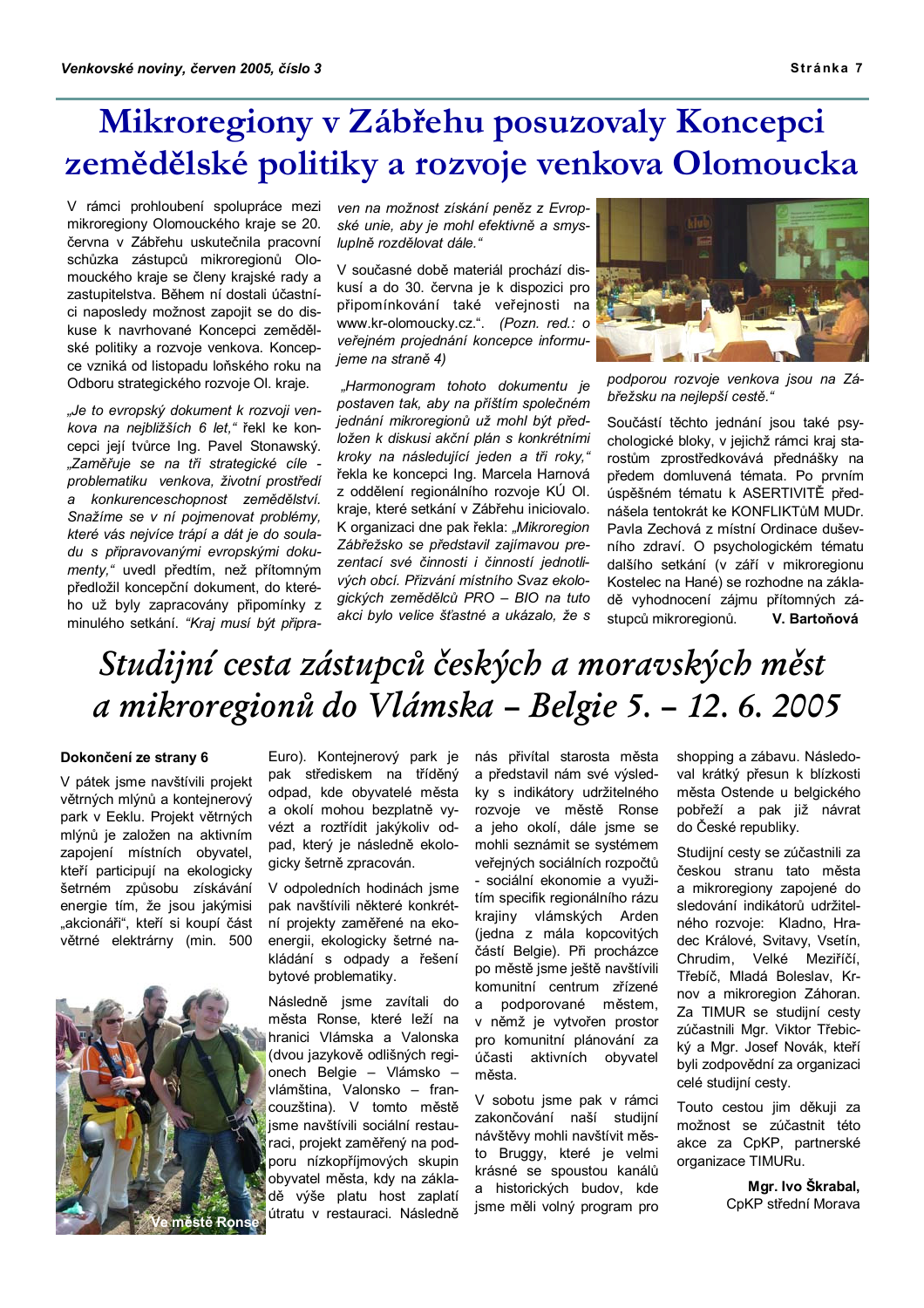# Mikroregiony v Zábřehu posuzovaly Koncepci zemědělské politiky a rozvoje venkova Olomoucka

V rámci prohloubení spolupráce mezi mikroregiony Olomouckého kraje se 20. června v Zábřehu uskutečnila pracovní schůzka zástupců mikroregionů Olomouckého kraje se členy krajské rady a zastupitelstva. Během ní dostali účastníci naposledy možnost zapojit se do diskuse k navrhované Koncepci zemědělské politiky a rozvoje venkova. Koncepce vzniká od listopadu loňského roku na Odboru strategického rozvoje Ol. kraje.

*„Je to evropský dokument k rozvoji venkova na nejbližších 6 let,"* řekl ke koncepci její tvůrce Ing. Pavel Stonawský. *„Zaměřuje se na tři strategické cíle - problematiku venkova, životní prostředí a konkurenceschopnost zemědělství. Snažíme se v ní pojmenovat problémy, které vás nejvíce trápí a dát je do souladu s připravovanými evropskými dokumenty,"* uvedl předtím, než přítomným předložil koncepční dokument, do kterého už byly zapracovány připomínky z minulého setkání. *"Kraj musí být připraven na možnost získání peněz z Evropské unie, aby je mohl efektivně a smysluplně rozdělovat dále."*

V současné době materiál prochází diskusí a do 30. června je k dispozici pro připomínkování také veřejnosti na www.kr-olomoucky.cz.". *(Pozn. red.: o veřejném projednání koncepce informujeme na straně 4)*

*„Harmonogram tohoto dokumentu je postaven tak, aby na příštím společném jednání mikroregionů už mohl být předložen k diskusi akční plán s konkrétními kroky na následující jeden a tři roky,"* řekla ke koncepci Ing. Marcela Harnová z oddělení regionálního rozvoje KÚ Ol. kraje, které setkání v Zábřehu iniciovalo. K organizaci dne pak řekla: *„Mikroregion Zábřežsko se představil zajímavou prezentací své činnosti i činností jednotlivých obcí. Přizvání místního Svaz ekologických zemědělců PRO – BIO na tuto akci bylo velice šťastné a ukázalo, že s podporou rozvoje venkova jsou na Zábřežsku na nejlepší cestě."*

Součástí těchto jednání jsou také psychologické bloky, v jejichž rámci kraj starostům zprostředkovává přednášky na předem domluvená témata. Po prvním úspěšném tématu k ASERTIVITĚ přednášela tentokrát ke KONFLIKTůM MUDr. Pavla Zechová z místní Ordinace duševního zdraví. O psychologickém tématu dalšího setkání (v září v mikroregionu Kostelec na Hané) se rozhodne na základě vyhodnocení zájmu přítomných zástupců mikroregionů.

**V. Bartoňová**

# *Studijní cesta zástupců českých a moravských měst a mikroregionů do Vlámska – Belgie 5. – 12. 6. 2005*

**Dokončení ze strany 6**

V pátek jsme navštívili projekt větrných mlýnů a kontejnerový park v Eeklu. Projekt větrných mlýnů je založen na aktivním zapojení místních obyvatel, kteří participují na ekologicky šetrném způsobu získávání energie tím, že jsou jakýmisi „akcionáři", kteří si koupí část větrné elektrárny (min. 500 Euro). Kontejnerový park je pak střediskem na tříděný odpad, kde obyvatelé města a okolí mohou bezplatně vyvézt a roztřídit jakýkoliv odpad, který je následně ekologicky šetrně zpracován.

V odpoledních hodinách jsme pak navštívili některé konkrétní projekty zaměřené na ekoenergii, ekologicky šetrné nakládání s odpady a řešení bytové problematiky.

Ve městě Ronse

Následně jsme zavítali do města Ronse, které leží na hranici Vlámska a Valonska (dvou jazykově odlišných regionech Belgie – Vlámsko – vlámština, Valonsko – francouzština). V tomto městě jsme navštívili sociální restauraci, projekt zaměřený na podporu nízkopříjmových skupin obyvatel města, kdy na základě výše platu host zaplatí útratu v restauraci. Následně nás přivítal starosta města a představil nám své výsledky s indikátory udržitelného rozvoje ve městě Ronse a jeho okolí, dále jsme se mohli seznámit se systémem veřejných sociálních rozpočtů - sociální ekonomie a využitím specifik regionálního rázu krajiny vlámských Arden (jedna z mála kopcovitých částí Belgie). Při procházce po městě jsme ještě navštívili komunitní centrum zřízené a podporované městem, v němž je vytvořen prostor pro komunitní plánování za účasti aktivních obyvatel města.

V sobotu jsme pak v rámci zakončování naší studijní návštěvy mohli navštívit město Bruggy, které je velmi krásné se spoustou kanálů a historických budov, kde jsme měli volný program pro shopping a zábavu. Následoval krátký přesun k blízkosti města Ostende u belgického pobřeží a pak již návrat do České republiky.

Studijní cesty se zúčastnili za českou stranu tato města a mikroregiony zapojené do sledování indikátorů udržitelného rozvoje: Kladno, Hradec Králové, Svitavy, Vsetín, Chrudim, Velké Meziříčí, Třebíč, Mladá Boleslav, Krnov a mikroregion Záhoran. Za TIMUR se studijní cesty zúčastnili Mgr. Viktor Třebický a Mgr. Josef Novák, kteří byli zodpovědní za organizaci celé studijní cesty.

Touto cestou jim děkuji za možnost se zúčastnit této akce za CpKP, partnerské organizace TIMURu.

**Mgr. Ivo Škrabal,**
CpKP střední Morava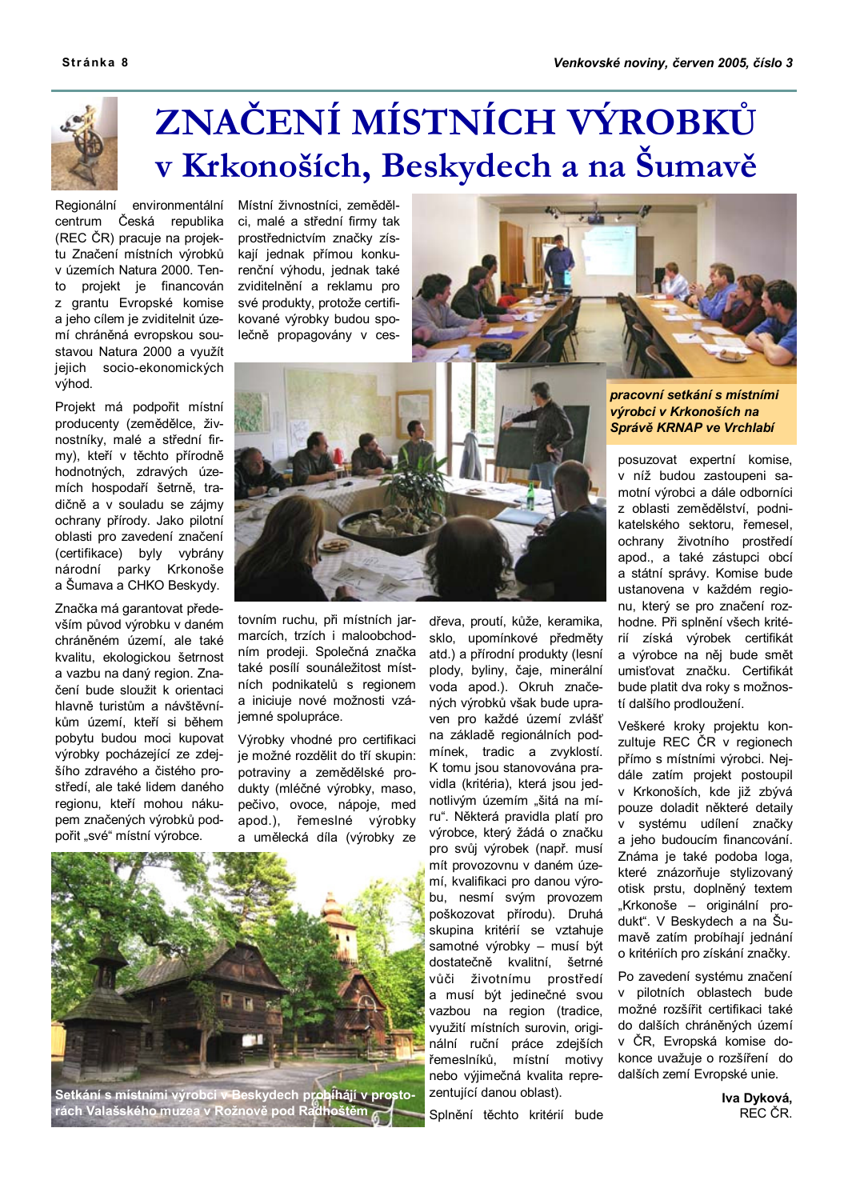# ZNAČENÍ MÍSTNÍCH VÝROBKŮ v Krkonoších, Beskydech a na Šumavě

Regionální environmentální centrum Česká republika (REC ČR) pracuje na projektu Značení místních výrobků v územích Natura 2000. Tento projekt je financován z grantu Evropské komise a jeho cílem je zviditelnit území chráněná evropskou soustavou Natura 2000 a využít jejich socio-ekonomických výhod.

Projekt má podpořit místní producenty (zemědělce, živnostníky, malé a střední firmy), kteří v těchto přírodně hodnotných, zdravých územích hospodaří šetrně, tradičně a v souladu se zájmy ochrany přírody. Jako pilotní oblasti pro zavedení značení (certifikace) byly vybrány národní parky Krkonoše a Šumava a CHKO Beskydy.

Značka má garantovat především původ výrobku v daném chráněném území, ale také kvalitu, ekologickou šetrnost a vazbu na daný region. Značení bude sloužit k orientaci hlavně turistům a návštěvníkům území, kteří si během pobytu budou moci kupovat výrobky pocházející ze zdejšího zdravého a čistého prostředí, ale také lidem daného regionu, kteří mohou nákupem značených výrobků podpořit „své" místní výrobce.

Místní živnostníci, zemědělci, malé a střední firmy tak prostřednictvím značky získají jednak přímou konkurenční výhodu, jednak také zviditelnění a reklamu pro své produkty, protože certifikované výrobky budou společně propagovány v cestovním ruchu, při místních jarmarcích, trzích i maloobchodním prodeji. Společná značka také posílí sounáležitost místních podnikatelů s regionem a iniciuje nové možnosti vzájemné spolupráce.

*pracovní setkání s místními výrobci v Krkonoších na Správě KRNAP ve Vrchlabí*

Výrobky vhodné pro certifikaci je možné rozdělit do tří skupin: potraviny a zemědělské produkty (mléčné výrobky, maso, pečivo, ovoce, nápoje, med apod.), řemeslné výrobky a umělecká díla (výrobky ze dřeva, proutí, kůže, keramika, sklo, upomínkové předměty atd.) a přírodní produkty (lesní plody, byliny, čaje, minerální voda apod.). Okruh značených výrobků však bude upraven pro každé území zvlášť na základě regionálních podmínek, tradic a zvyklostí. K tomu jsou stanovována pravidla (kritéria), která jsou jednotlivým územím „šitá na míru". Některá pravidla platí pro výrobce, který žádá o značku pro svůj výrobek (např. musí mít provozovnu v daném území, kvalifikaci pro danou výrobu, nesmí svým provozem poškozovat přírodu). Druhá skupina kritérií se vztahuje samotné výrobky – musí být dostatečně kvalitní, šetrné vůči životnímu prostředí a musí být jedinečné svou vazbou na region (tradice, využití místních surovin, originální ruční práce zdejších řemeslníků, místní motivy nebo výjimečná kvalita reprezentující danou oblast).

Setkání s místními výrobci v Beskydech probíhají v prostorách Valašského muzea v Rožnově pod Radhoštěm

Splnění těchto kritérií bude posuzovat expertní komise, v níž budou zastoupeni samotní výrobci a dále odborníci z oblasti zemědělství, podnikatelského sektoru, řemesel, ochrany životního prostředí apod., a také zástupci obcí a státní správy. Komise bude ustanovena v každém regionu, který se pro značení rozhodne. Při splnění všech kritérií získá výrobek certifikát a výrobce na něj bude smět umísťovat značku. Certifikát bude platit dva roky s možností dalšího prodloužení.

Veškeré kroky projektu konzultuje REC ČR v regionech přímo s místními výrobci. Nejdále zatím projekt postoupil v Krkonoších, kde již zbývá pouze doladit některé detaily v systému udílení značky a jeho budoucím financování. Známa je také podoba loga, které znázorňuje stylizovaný otisk prstu, doplněný textem „Krkonoše – originální produkt". V Beskydech a na Šumavě zatím probíhají jednání o kritériích pro získání značky.

Po zavedení systému značení v pilotních oblastech bude možné rozšířit certifikaci také do dalších chráněných území v ČR, Evropská komise dokonce uvažuje o rozšíření do dalších zemí Evropské unie.

**Iva Dyková,**
REC ČR.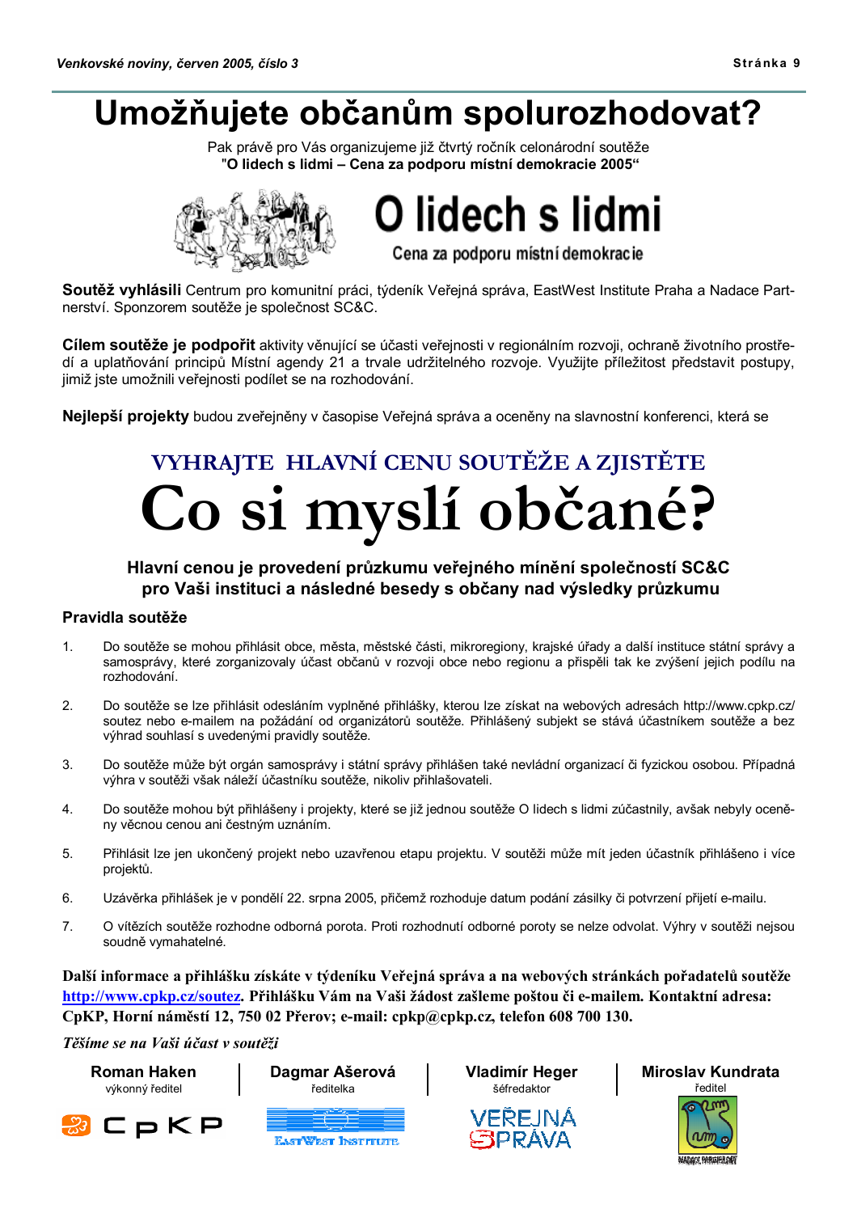# Umožňujete občanům spolurozhodovat?

Pak právě pro Vás organizujeme již čtvrtý ročník celonárodní soutěže
**"O lidech s lidmi – Cena za podporu místní demokracie 2005"**

O lidech s lidmi

Cena za podporu místní demokracie

**Soutěž vyhlásili** Centrum pro komunitní práci, týdeník Veřejná správa, EastWest Institute Praha a Nadace Partnerství. Sponzorem soutěže je společnost SC&C.

**Cílem soutěže je podpořit** aktivity věnující se účasti veřejnosti v regionálním rozvoji, ochraně životního prostředí a uplatňování principů Místní agendy 21 a trvale udržitelného rozvoje. Využijte příležitost představit postupy, jimiž jste umožnili veřejnosti podílet se na rozhodování.

**Nejlepší projekty** budou zveřejněny v časopise Veřejná správa a oceněny na slavnostní konferenci, která se

## VYHRAJTE HLAVNÍ CENU SOUTĚŽE A ZJISTĚTE

# Co si myslí občané?

### Hlavní cenou je provedení průzkumu veřejného mínění společností SC&C pro Vaši instituci a následné besedy s občany nad výsledky průzkumu

### Pravidla soutěže

1. Do soutěže se mohou přihlásit obce, města, městské části, mikroregiony, krajské úřady a další instituce státní správy a samosprávy, které zorganizovaly účast občanů v rozvoji obce nebo regionu a přispěli tak ke zvýšení jejich podílu na rozhodování.
2. Do soutěže se lze přihlásit odesláním vyplněné přihlášky, kterou lze získat na webových adresách http://www.cpkp.cz/soutez nebo e-mailem na požádání od organizátorů soutěže. Přihlášený subjekt se stává účastníkem soutěže a bez výhrad souhlasí s uvedenými pravidly soutěže.
3. Do soutěže může být orgán samosprávy i státní správy přihlášen také nevládní organizací či fyzickou osobou. Případná výhra v soutěži však náleží účastníku soutěže, nikoliv přihlašovateli.
4. Do soutěže mohou být přihlášeny i projekty, které se již jednou soutěže O lidech s lidmi zúčastnily, avšak nebyly oceněny věcnou cenou ani čestným uznáním.
5. Přihlásit lze jen ukončený projekt nebo uzavřenou etapu projektu. V soutěži může mít jeden účastník přihlášeno i více projektů.
6. Uzávěrka přihlášek je v pondělí 22. srpna 2005, přičemž rozhoduje datum podání zásilky či potvrzení přijetí e-mailu.
7. O vítězích soutěže rozhodne odborná porota. Proti rozhodnutí odborné poroty se nelze odvolat. Výhry v soutěži nejsou soudně vymahatelné.

**Další informace a přihlášku získáte v týdeníku Veřejná správa a na webových stránkách pořadatelů soutěže http://www.cpkp.cz/soutez. Přihlášku Vám na Vaši žádost zašleme poštou či e-mailem. Kontaktní adresa: CpKP, Horní náměstí 12, 750 02 Přerov; e-mail: cpkp@cpkp.cz, telefon 608 700 130.**

*Těšíme se na Vaši účast v soutěži*

| **Roman Haken** | **Dagmar Ašerová** | **Vladimír Heger** | **Miroslav Kundrata** |
|---|---|---|---|
| výkonný ředitel | ředitelka | šéfredaktor | ředitel |
| CpKP | EastWest Institute | Veřejná správa | Nadace Partnerství |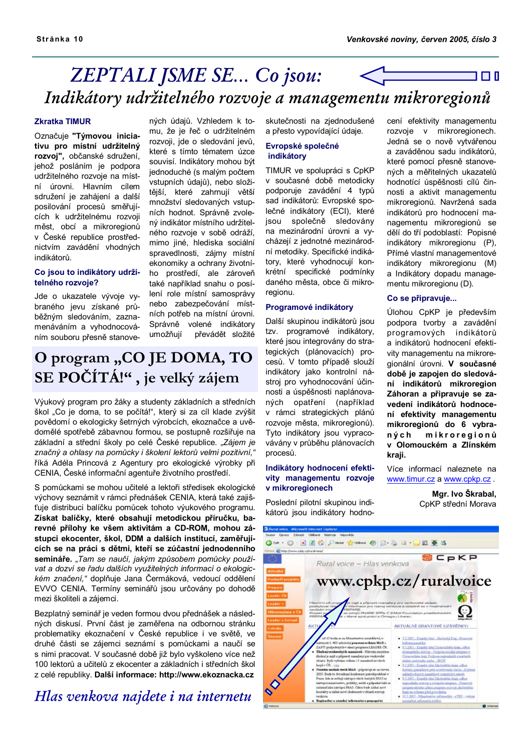# ZEPTALI JSME SE... Co jsou:

## Indikátory udržitelného rozvoje a managementu mikroregionů

### Zkratka TIMUR

Označuje **"Týmovou iniciativu pro místní udržitelný rozvoj"**, občanské sdružení, jehož posláním je podpora udržitelného rozvoje na místní úrovni. Hlavním cílem sdružení je zahájení a další posilování procesů směřujících k udržitelnému rozvoji měst, obcí a mikroregionů v České republice prostřednictvím zavádění vhodných indikátorů.

### Co jsou to indikátory udržitelného rozvoje?

Jde o ukazatele vývoje vybraného jevu získané průběžným sledováním, zaznamenáváním a vyhodnocováním souboru přesně stanovených údajů. Vzhledem k tomu, že je řeč o udržitelném rozvoji, jde o sledování jevů, které s tímto tématem úzce souvisí. Indikátory mohou být jednoduché (s malým počtem vstupních údajů), nebo složitější, které zahrnují větší množství sledovaných vstupních hodnot. Správně zvolený indikátor místního udržitelného rozvoje v sobě odráží, mimo jiné, hlediska sociální spravedlnosti, zájmy místní ekonomiky a ochrany životního prostředí, ale zároveň také například snahu o posílení role místní samosprávy nebo zabezpečování místních potřeb na místní úrovni. Správně volené indikátory umožňují převádět složité skutečnosti na zjednodušené a přesto vypovídající údaje.

### Evropské společné indikátory

TIMUR ve spolupráci s CpKP v současné době metodicky podporuje zavádění 4 typů sad indikátorů: Evropské společné indikátory (ECI), které jsou společně sledovány na mezinárodní úrovni a vycházejí z jednotné mezinárodní metodiky. Specifické indikátory, které vyhodnocují konkrétní specifické podmínky daného města, obce či mikroregionu.

### Programové indikátory

Další skupinou indikátorů jsou tzv. programové indikátory, které jsou integrovány do strategických (plánovacích) procesů. V tomto případě slouží indikátory jako kontrolní nástroj pro vyhodnocování účinnosti a úspěšnosti naplánovaných opatření (například v rámci strategických plánů rozvoje města, mikroregionů). Tyto indikátory jsou vypracovávány v průběhu plánovacích procesů.

### Indikátory hodnocení efektivity managementu rozvoje v mikroregionech

Poslední pilotní skupinou indikátorů jsou indikátory hodnocení efektivity managementu rozvoje v mikroregionech. Jedná se o nově vytvářenou a zaváděnou sadu indikátorů, které pomocí přesně stanovených měřitelných ukazatelů hodnotí úspěšnosti cílů činnosti a aktivit managementu mikroregionů. Navržená sada indikátorů pro hodnocení managementu mikroregionů se dělí do tří podoblastí: Popisné indikátory mikroregionu (P), Přímé vlastní managementové indikátory mikroregionu (M) a Indikátory dopadu managementu mikroregionu (D).

### Co se připravuje...

Úlohou CpKP je především podpora tvorby a zavádění programových indikátorů a indikátorů hodnocení efektivity managementu na mikroregionální úrovni. **V současné době je zapojen do sledování indikátorů mikroregion Záhoran a připravuje se zavedení indikátorů hodnocení efektivity managementu mikroregionů do 6 vybraných mikroregionů v Olomouckém a Zlínském kraji.**

Více informací naleznete na www.timur.cz a www.cpkp.cz .

**Mgr. Ivo Škrabal,**
CpKP střední Morava

# O program „CO JE DOMA, TO SE POČÍTÁ!“, je velký zájem

Výukový program pro žáky a studenty základních a středních škol „Co je doma, to se počítá!“, který si za cíl klade zvýšit povědomí o ekologicky šetrných výrobcích, ekoznačce a uvědomělé spotřebě zábavnou formou, se postupně rozšiřuje na základní a střední školy po celé České republice. *„Zájem je značný a ohlasy na pomůcky i školení lektorů velmi pozitivní,“* říká Adéla Princová z Agentury pro ekologické výrobky při CENIA, České informační agentuře životního prostředí.

S pomůckami se mohou učitelé a lektoři středisek ekologické výchovy seznámit v rámci přednášek CENIA, která také zajišťuje distribuci balíčku pomůcek tohoto výukového programu. **Získat balíčky, které obsahují metodickou příručku, barevné přílohy ke všem aktivitám a CD-ROM, mohou zástupci ekocenter, škol, DDM a dalších institucí, zaměřujících se na práci s dětmi, kteří se zúčastní jednodenního semináře.** *„Tam se naučí, jakým způsobem pomůcky používat a dozví se řadu dalších využitelných informací o ekologickém značení,“* doplňuje Jana Čermáková, vedoucí oddělení EVVO CENIA. Termíny seminářů jsou určovány po dohodě mezi školiteli a zájemci.

Bezplatný seminář je veden formou dvou přednášek a následných diskusí. První část se zaměřena na odbornou stránku problematiky ekoznačení v České republice i ve světě, ve druhé části se zájemci seznámí s pomůckami a naučí se s nimi pracovat. V současné době již bylo vyškoleno více než 100 lektorů a učitelů z ekocenter a základních i středních škol z celé republiky. **Další informace: http://www.ekoznacka.cz**

# Hlas venkova najdete i na internetu

www.cpkp.cz/ruralvoice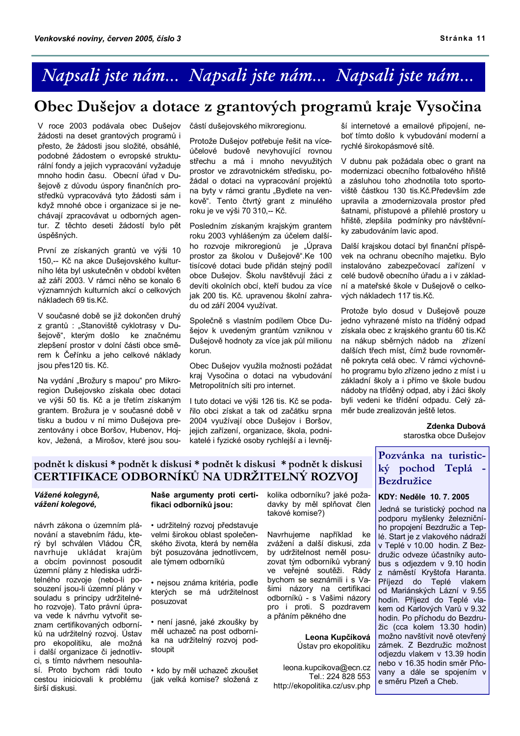# Napsali jste nám... Napsali jste nám... Napsali jste nám...

## Obec Dušejov a dotace z grantových programů kraje Vysočina

V roce 2003 podávala obec Dušejov žádosti na deset grantových programů i přesto, že žádosti jsou složité, obsáhlé, podobné žádostem o evropské strukturální fondy a jejich vypracování vyžaduje mnoho hodin času. Obecní úřad v Dušejově z důvodu úspory finančních prostředků vypracovává tyto žádosti sám i když mnohé obce i organizace si je nechávají zpracovávat u odborných agentur. Z těchto deseti žádostí bylo pět úspěšných.

První ze získaných grantů ve výši 10 150,-- Kč na akce Dušejovského kulturního léta byl uskutečněn v období květen až září 2003. V rámci něho se konalo 6 významných kulturních akcí o celkových nákladech 69 tis.Kč.

V současné době se již dokončen druhý z grantů : „Stanoviště cyklotrasy v Dušejově", kterým došlo ke značnému zlepšení prostor v dolní části obce směrem k Čeřínku a jeho celkové náklady jsou přes120 tis. Kč.

Na vydání „Brožury s mapou" pro Mikroregion Dušejovsko získala obec dotaci ve výši 50 tis. Kč a je třetím získaným grantem. Brožura je v současné době v tisku a budou v ní mimo Dušejova prezentovány i obce Boršov, Hubenov, Hojkov, Ježená, a Mirošov, které jsou součástí dušejovského mikroregionu.

Protože Dušejov potřebuje řešit na víceúčelové budově nevyhovující rovnou střechu a má i mnoho nevyužitých prostor ve zdravotnickém středisku, požádal o dotaci na vypracování projektů na byty v rámci grantu „Bydlete na venkově". Tento čtvrtý grant z minulého roku je ve výši 70 310,-- Kč.

Posledním získaným krajským grantem roku 2003 vyhlášeným za účelem dalšího rozvoje mikroregionů je „Úprava prostor za školou v Dušejově".Ke 100 tisícové dotaci bude přidán stejný podíl obce Dušejov. Školu navštěvují žáci z devíti okolních obcí, kteří budou za více jak 200 tis. Kč. upravenou školní zahradu od září 2004 využívat.

Společně s vlastním podílem Obce Dušejov k uvedeným grantům vzniknou v Dušejově hodnoty za více jak půl milionu korun.

Obec Dušejov využila možnosti požádat kraj Vysočina o dotaci na vybudování Metropolitních síti pro internet.

I tuto dotaci ve výši 126 tis. Kč se podařilo obci získat a tak od začátku srpna 2004 využívají obce Dušejov i Boršov, jejich zařízení, organizace, škola, podnikatelé i fyzické osoby rychlejší a i levnější internetové a emailové připojení, neboť tímto došlo k vybudování moderní a rychlé širokopásmové sítě.

V dubnu pak požádala obec o grant na modernizaci obecního fotbalového hřiště a zásluhou toho zhodnotila toto sportoviště částkou 130 tis.Kč.Především zde upravila a zmodernizovala prostor před šatnami, přístupové a přilehlé prostory u hřiště, zlepšila podmínky pro návštěvníky zabudováním lavic apod.

Další krajskou dotací byl finanční příspěvek na ochranu obecního majetku. Bylo instalováno zabezpečovací zařízení v celé budově obecního úřadu a i v základní a mateřské škole v Dušejově o celkových nákladech 117 tis.Kč.

Protože bylo dosud v Dušejově pouze jedno vyhrazené místo na tříděný odpad získala obec z krajského grantu 60 tis.Kč na nákup sběrných nádob na zřízení dalších třech míst, čímž bude rovnoměrně pokryta celá obec. V rámci výchovného programu bylo zřízeno jedno z míst i u základní školy a i přímo ve škole budou nádoby na tříděný odpad, aby i žáci školy byli vedeni ke třídění odpadu. Celý záměr bude zrealizován ještě letos.

**Zdenka Dubová**
starostka obce Dušejov

---

podnět k diskusi * podnět k diskusi * podnět k diskusi * podnět k diskusi

## CERTIFIKACE ODBORNÍKŮ NA UDRŽITELNÝ ROZVOJ

***Vážené kolegyně, vážení kolegové,***

návrh zákona o územním plánování a stavebním řádu, který byl schválen Vládou ČR, navrhuje ukládat krajům a obcím povinnost posoudit územní plány z hlediska udržitelného rozvoje (nebo-li posouzení jsou-li územní plány v souladu s principy udržitelného rozvoje). Tato právní úprava vede k návrhu vytvořit seznam certifikovaných odborníků na udržitelný rozvoj. Ústav pro ekopolitiku, ale možná i další organizace či jednotlivci, s tímto návrhem nesouhlasí. Proto bychom rádi touto cestou iniciovali k problému širší diskusi.

**Naše argumenty proti certifikaci odborníků jsou:**

- udržitelný rozvoj představuje velmi širokou oblast společenského života, která by neměla být posuzována jednotlivcem, ale týmem odborníků
- nejsou známa kritéria, podle kterých se má udržitelnost posuzovat
- není jasné, jaké zkoušky by měl uchazeč na post odborníka na udržitelný rozvoj podstoupit
- kdo by měl uchazeč zkoušet (jak velká komise? složená z kolika odborníku? jaké požadavky by měl splňovat člen takové komise?)

Navrhujeme například ke zvážení a další diskusi, zda by udržitelnost neměl posuzovat tým odborníků vybraný ve veřejné soutěži. Rády bychom se seznámili i s Vašimi názory na certifikaci odborníků - s Vašimi názory pro i proti. S pozdravem a přáním pěkného dne

**Leona Kupčíková**
Ústav pro ekopolitiku

leona.kupcikova@ecn.cz
Tel.: 224 828 553
http://ekopolitika.cz/usv.php

---

## Pozvánka na turistický pochod Teplá - Bezdružice

**KDY: Neděle 10. 7. 2005**

Jedná se turistický pochod na podporu myšlenky železničního propojení Bezdružic a Teplé. Start je z vlakového nádraží v Teplé v 10.00 hodin. Z Bezdružic odveze účastníky autobus s odjezdem v 9.10 hodin z náměstí Kryštofa Haranta. Příjezd do Teplé vlakem od Mariánských Lázní v 9.55 hodin. Příjezd do Teplé vlakem od Karlových Varů v 9.32 hodin. Po příchodu do Bezdružic (cca kolem 13.30 hodin) možno navštívit nově otevřený zámek. Z Bezdružic možnost odjezdu vlakem v 13.39 hodin nebo v 16.35 hodin směr Pňovany a dále se spojením v e směru Plzeň a Cheb.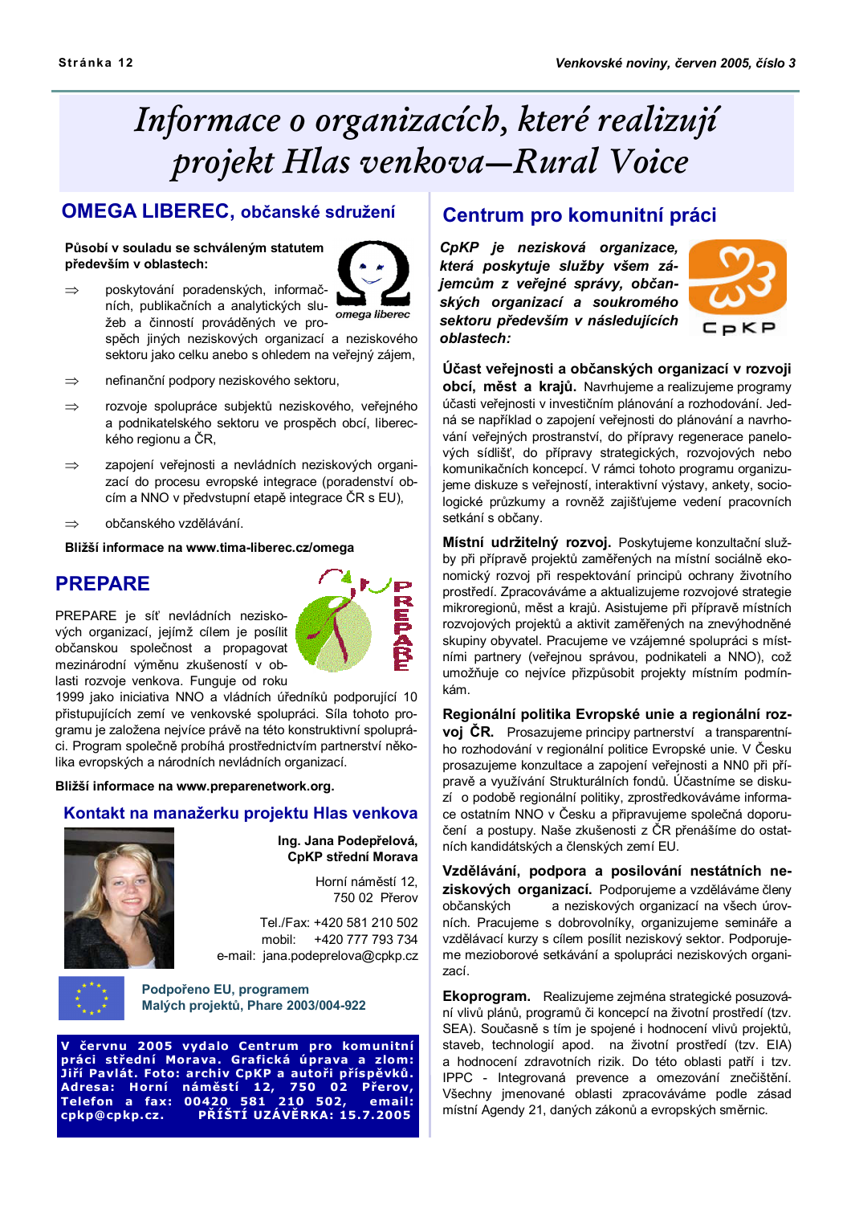# Informace o organizacích, které realizují projekt Hlas venkova—Rural Voice

## OMEGA LIBEREC, občanské sdružení

**Působí v souladu se schváleným statutem především v oblastech:**

omega liberec

- ⇒ poskytování poradenských, informačních, publikačních a analytických služeb a činností prováděných ve prospěch jiných neziskových organizací a neziskového sektoru jako celku anebo s ohledem na veřejný zájem,
- ⇒ nefinanční podpory neziskového sektoru,
- ⇒ rozvoje spolupráce subjektů neziskového, veřejného a podnikatelského sektoru ve prospěch obcí, libereckého regionu a ČR,
- ⇒ zapojení veřejnosti a nevládních neziskových organizací do procesu evropské integrace (poradenství obcím a NNO v předvstupní etapě integrace ČR s EU),
- ⇒ občanského vzdělávání.

**Bližší informace na www.tima-liberec.cz/omega**

## PREPARE

PREPARE je síť nevládních neziskových organizací, jejímž cílem je posílit občanskou společnost a propagovat mezinárodní výměnu zkušeností v oblasti rozvoje venkova. Funguje od roku 1999 jako iniciativa NNO a vládních úředníků podporující 10 přistupujících zemí ve venkovské spolupráci. Síla tohoto programu je založena nejvíce právě na této konstruktivní spolupráci. Program společně probíhá prostřednictvím partnerství několika evropských a národních nevládních organizací.

**Bližší informace na www.preparenetwork.org.**

## Kontakt na manažerku projektu Hlas venkova

**Ing. Jana Podepřelová,**
**CpKP střední Morava**

Horní náměstí 12,
750 02 Přerov

Tel./Fax: +420 581 210 502
mobil: +420 777 793 734
e-mail: jana.podeprelova@cpkp.cz

**Podpořeno EU, programem Malých projektů, Phare 2003/004-922**

**V červnu 2005 vydalo Centrum pro komunitní práci střední Morava. Grafická úprava a zlom: Jiří Pavlát. Foto: archiv CpKP a autoři příspěvků. Adresa: Horní náměstí 12, 750 02 Přerov, Telefon a fax: 00420 581 210 502, email: cpkp@cpkp.cz. PŘÍŠTÍ UZÁVĚRKA: 15.7.2005**

## Centrum pro komunitní práci

***CpKP je nezisková organizace, která poskytuje služby všem zájemcům z veřejné správy, občanských organizací a soukromého sektoru především v následujících oblastech:***

CpKP

**Účast veřejnosti a občanských organizací v rozvoji obcí, měst a krajů.** Navrhujeme a realizujeme programy účasti veřejnosti v investičním plánování a rozhodování. Jedná se například o zapojení veřejnosti do plánování a navrhování veřejných prostranství, do přípravy regenerace panelových sídlišť, do přípravy strategických, rozvojových nebo komunikačních koncepcí. V rámci tohoto programu organizujeme diskuze s veřejností, interaktivní výstavy, ankety, sociologické průzkumy a rovněž zajišťujeme vedení pracovních setkání s občany.

**Místní udržitelný rozvoj.** Poskytujeme konzultační služby při přípravě projektů zaměřených na místní sociálně ekonomický rozvoj při respektování principů ochrany životního prostředí. Zpracováváme a aktualizujeme rozvojové strategie mikroregionů, měst a krajů. Asistujeme při přípravě místních rozvojových projektů a aktivit zaměřených na znevýhodněné skupiny obyvatel. Pracujeme ve vzájemné spolupráci s místními partnery (veřejnou správou, podnikateli a NNO), což umožňuje co nejvíce přizpůsobit projekty místním podmínkám.

**Regionální politika Evropské unie a regionální rozvoj ČR.** Prosazujeme principy partnerství a transparentního rozhodování v regionální politice Evropské unie. V Česku prosazujeme konzultace a zapojení veřejnosti a NN0 při přípravě a využívání Strukturálních fondů. Účastníme se diskuzí o podobě regionální politiky, zprostředkováváme informace ostatním NNO v Česku a připravujeme společná doporučení a postupy. Naše zkušenosti z ČR přenášíme do ostatních kandidátských a členských zemí EU.

**Vzdělávání, podpora a posilování nestátních neziskových organizací.** Podporujeme a vzděláváme členy občanských a neziskových organizací na všech úrovních. Pracujeme s dobrovolníky, organizujeme semináře a vzdělávací kurzy s cílem posílit neziskový sektor. Podporujeme mezioborové setkávání a spolupráci neziskových organizací.

**Ekoprogram.** Realizujeme zejména strategické posuzování vlivů plánů, programů či koncepcí na životní prostředí (tzv. SEA). Současně s tím je spojené i hodnocení vlivů projektů, staveb, technologií apod. na životní prostředí (tzv. EIA) a hodnocení zdravotních rizik. Do této oblasti patří i tzv. IPPC - Integrovaná prevence a omezování znečištění. Všechny jmenované oblasti zpracováváme podle zásad místní Agendy 21, daných zákonů a evropských směrnic.